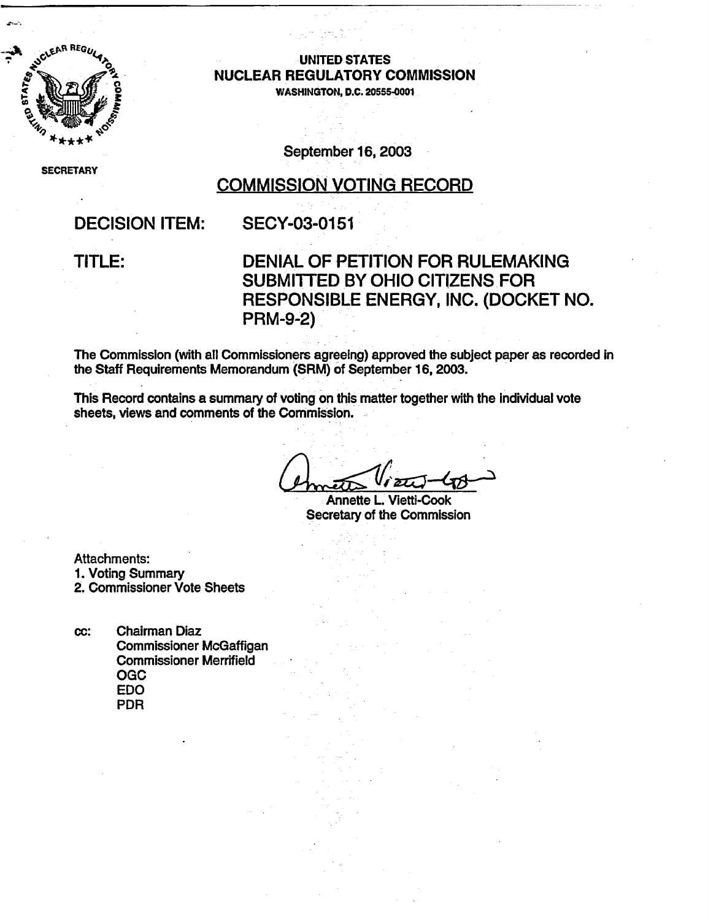UNITED STATES
NUCLEAR REGULATORY COMMISSION
WASHINGTON, D.C. 20555-0001

SECRETARY

September 16, 2003

## COMMISSION VOTING RECORD

**DECISION ITEM:** SECY-03-0151

**TITLE:** DENIAL OF PETITION FOR RULEMAKING SUBMITTED BY OHIO CITIZENS FOR RESPONSIBLE ENERGY, INC. (DOCKET NO. PRM-9-2)

The Commission (with all Commissioners agreeing) approved the subject paper as recorded in the Staff Requirements Memorandum (SRM) of September 16, 2003.

This Record contains a summary of voting on this matter together with the individual vote sheets, views and comments of the Commission.

Annette L. Vietti-Cook
Secretary of the Commission

Attachments:
1. Voting Summary
2. Commissioner Vote Sheets

cc: Chairman Diaz
Commissioner McGaffigan
Commissioner Merrifield
OGC
EDO
PDR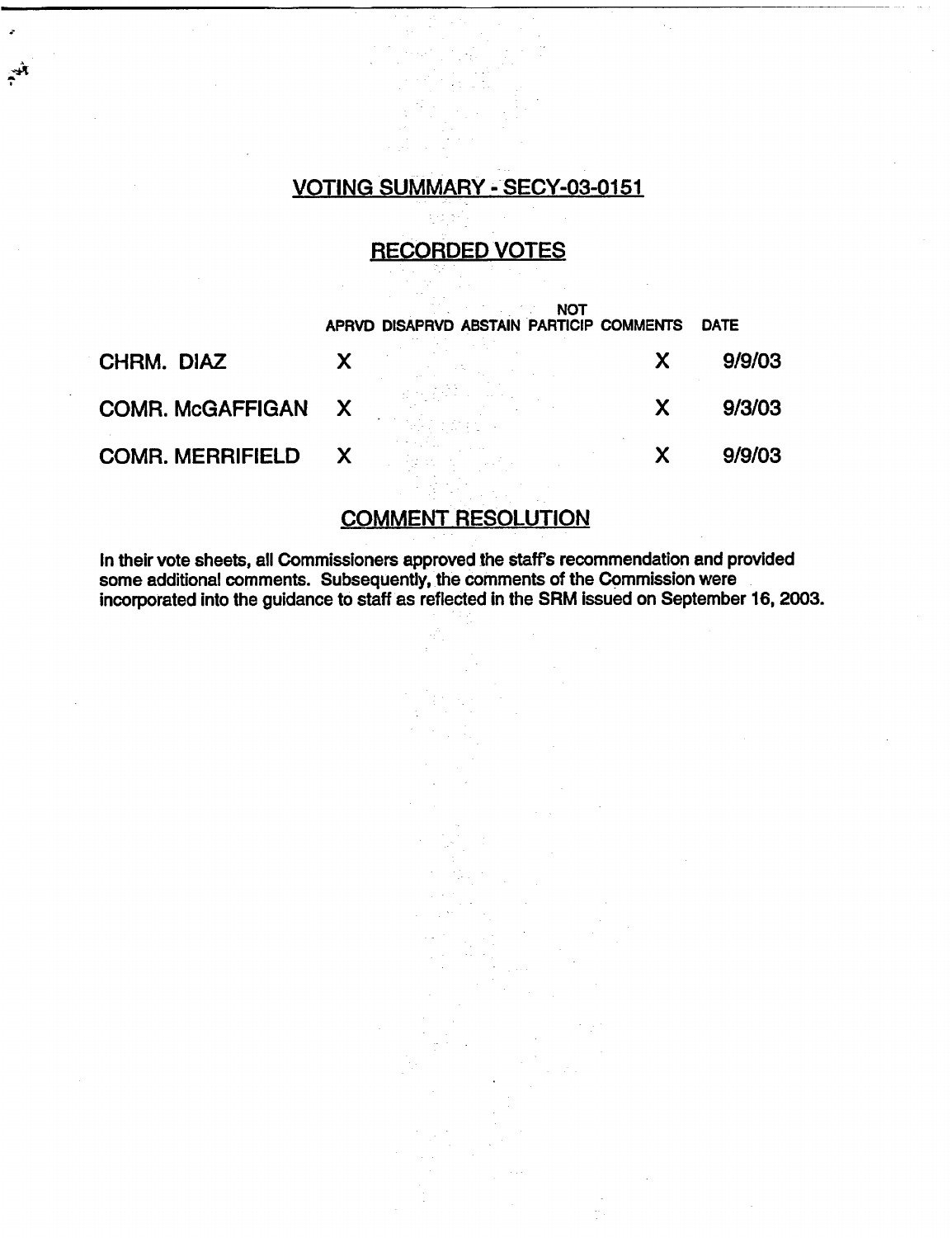## VOTING SUMMARY - SECY-03-0151

## RECORDED VOTES

| | APRVD | DISAPRVD | ABSTAIN | NOT PARTICIP | COMMENTS | DATE |
|---|---|---|---|---|---|---|
| CHRM. DIAZ | X | | | | X | 9/9/03 |
| COMR. McGAFFIGAN | X | | | | X | 9/3/03 |
| COMR. MERRIFIELD | X | | | | X | 9/9/03 |

## COMMENT RESOLUTION

In their vote sheets, all Commissioners approved the staff's recommendation and provided some additional comments. Subsequently, the comments of the Commission were incorporated into the guidance to staff as reflected in the SRM issued on September 16, 2003.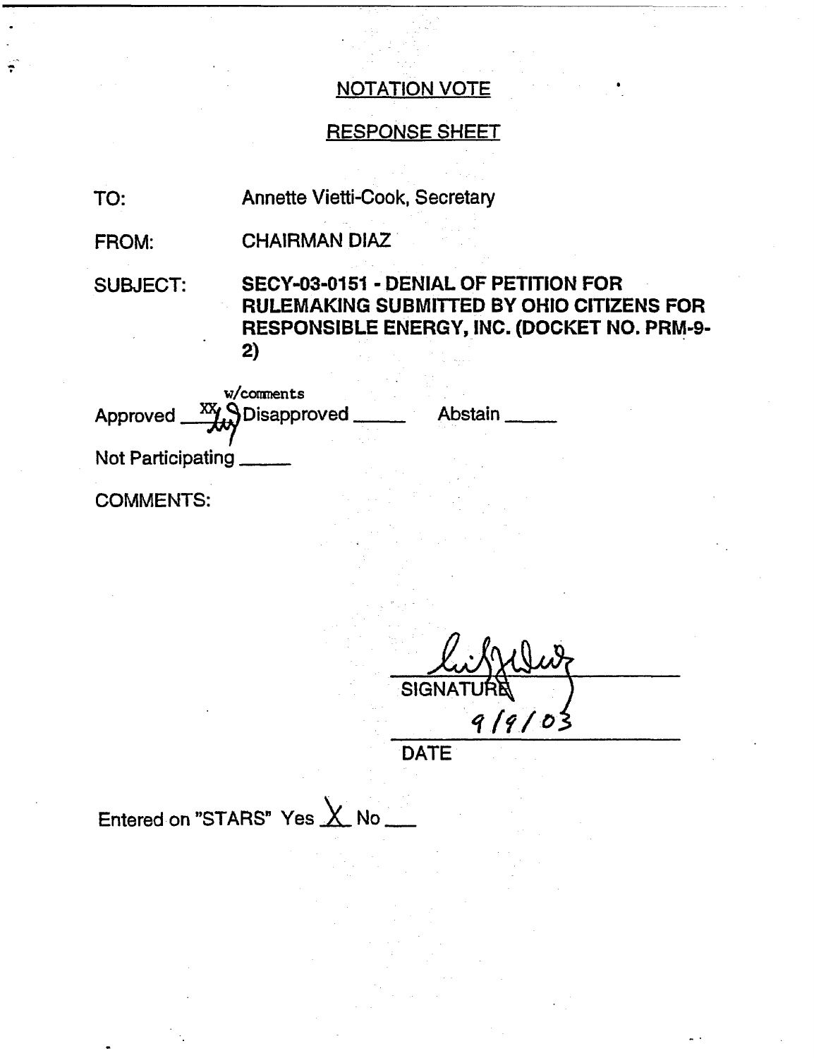## NOTATION VOTE

## RESPONSE SHEET

TO: Annette Vietti-Cook, Secretary

FROM: CHAIRMAN DIAZ

SUBJECT: **SECY-03-0151 - DENIAL OF PETITION FOR RULEMAKING SUBMITTED BY OHIO CITIZENS FOR RESPONSIBLE ENERGY, INC. (DOCKET NO. PRM-9-2)**

Approved XX w/comments Disapproved _____ Abstain _____

Not Participating _____

COMMENTS:

SIGNATURE

9/9/03

DATE

Entered on "STARS" Yes X No ___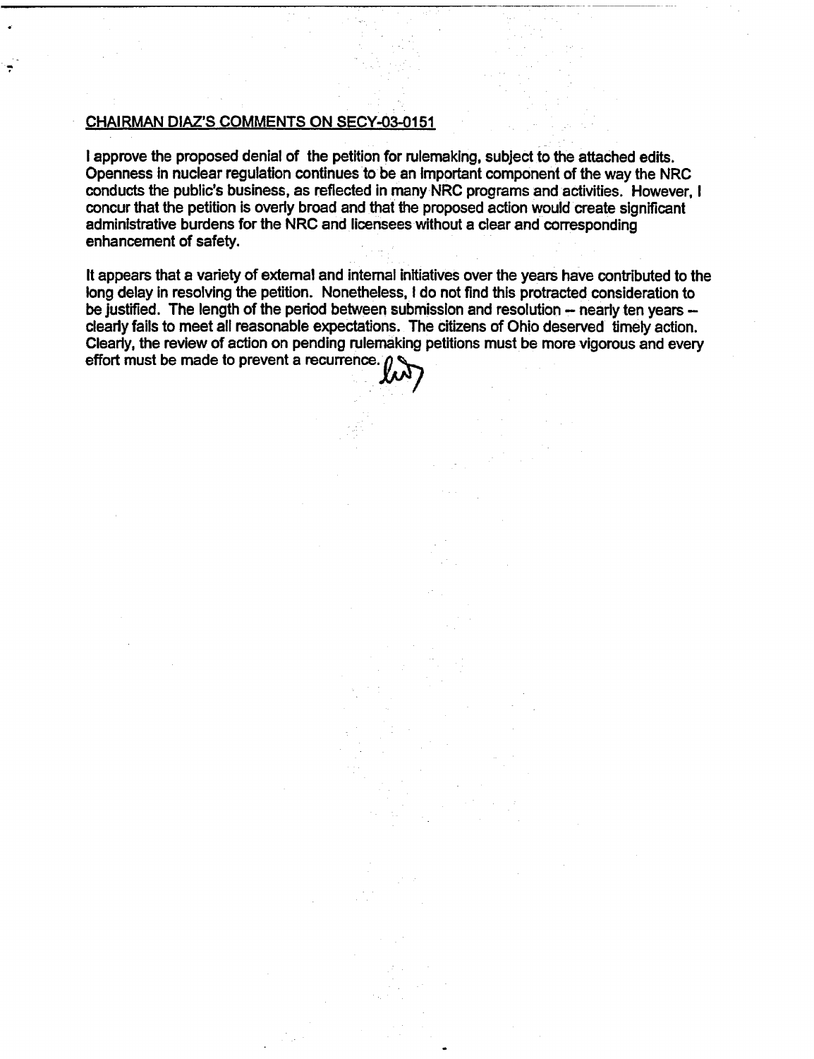<u>CHAIRMAN DIAZ'S COMMENTS ON SECY-03-0151</u>

I approve the proposed denial of the petition for rulemaking, subject to the attached edits. Openness in nuclear regulation continues to be an important component of the way the NRC conducts the public's business, as reflected in many NRC programs and activities. However, I concur that the petition is overly broad and that the proposed action would create significant administrative burdens for the NRC and licensees without a clear and corresponding enhancement of safety.

It appears that a variety of external and internal initiatives over the years have contributed to the long delay in resolving the petition. Nonetheless, I do not find this protracted consideration to be justified. The length of the period between submission and resolution -- nearly ten years -- clearly fails to meet all reasonable expectations. The citizens of Ohio deserved timely action. Clearly, the review of action on pending rulemaking petitions must be more vigorous and every effort must be made to prevent a recurrence.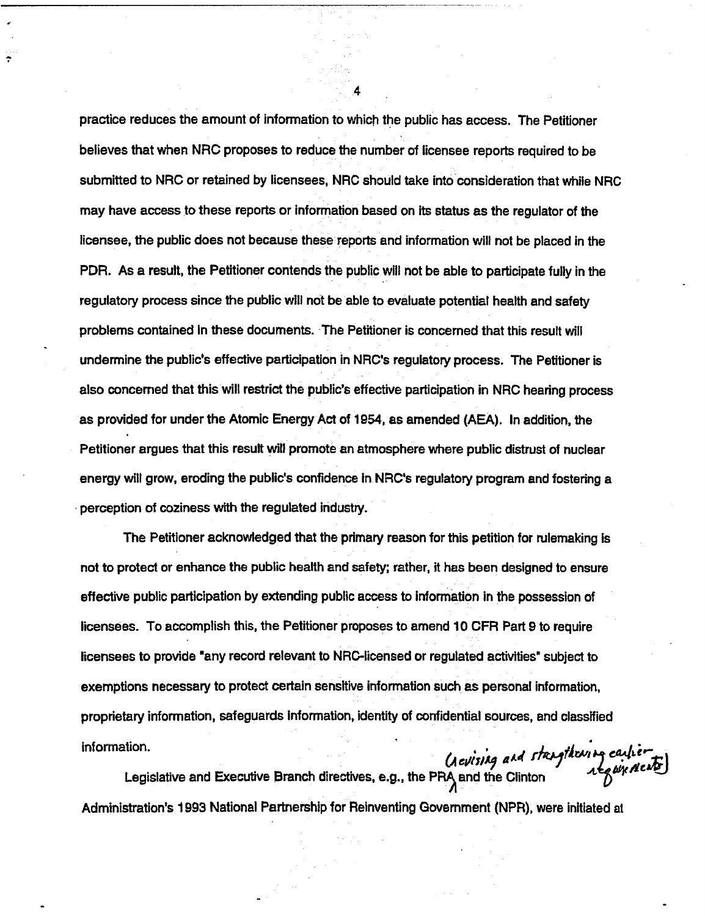practice reduces the amount of information to which the public has access. The Petitioner believes that when NRC proposes to reduce the number of licensee reports required to be submitted to NRC or retained by licensees, NRC should take into consideration that while NRC may have access to these reports or information based on its status as the regulator of the licensee, the public does not because these reports and information will not be placed in the PDR. As a result, the Petitioner contends the public will not be able to participate fully in the regulatory process since the public will not be able to evaluate potential health and safety problems contained in these documents. The Petitioner is concerned that this result will undermine the public's effective participation in NRC's regulatory process. The Petitioner is also concerned that this will restrict the public's effective participation in NRC hearing process as provided for under the Atomic Energy Act of 1954, as amended (AEA). In addition, the Petitioner argues that this result will promote an atmosphere where public distrust of nuclear energy will grow, eroding the public's confidence in NRC's regulatory program and fostering a perception of coziness with the regulated industry.

The Petitioner acknowledged that the primary reason for this petition for rulemaking is not to protect or enhance the public health and safety; rather, it has been designed to ensure effective public participation by extending public access to information in the possession of licensees. To accomplish this, the Petitioner proposes to amend 10 CFR Part 9 to require licensees to provide "any record relevant to NRC-licensed or regulated activities" subject to exemptions necessary to protect certain sensitive information such as personal information, proprietary information, safeguards information, identity of confidential sources, and classified information.

Legislative and Executive Branch directives, e.g., the PRA (revising and strengthening earlier requirements) and the Clinton Administration's 1993 National Partnership for Reinventing Government (NPR), were initiated at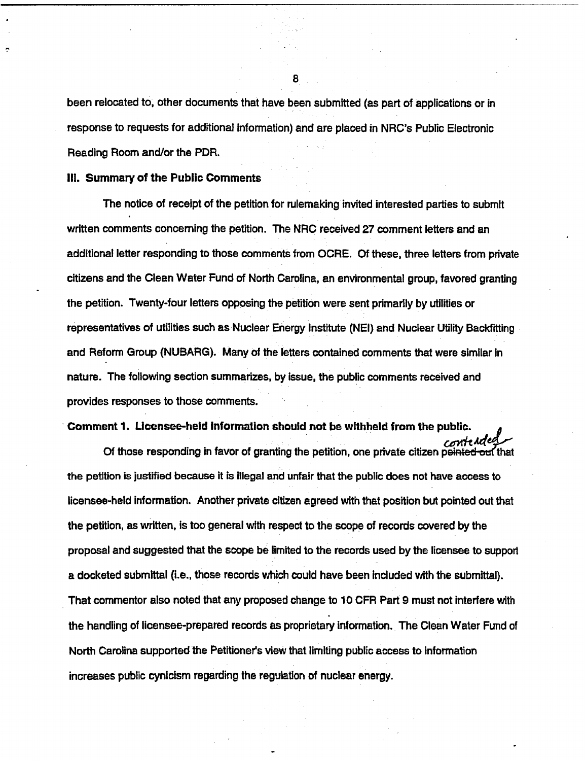been relocated to, other documents that have been submitted (as part of applications or in response to requests for additional information) and are placed in NRC's Public Electronic Reading Room and/or the PDR.

## III. Summary of the Public Comments

The notice of receipt of the petition for rulemaking invited interested parties to submit written comments concerning the petition. The NRC received 27 comment letters and an additional letter responding to those comments from OCRE. Of these, three letters from private citizens and the Clean Water Fund of North Carolina, an environmental group, favored granting the petition. Twenty-four letters opposing the petition were sent primarily by utilities or representatives of utilities such as Nuclear Energy Institute (NEI) and Nuclear Utility Backfitting and Reform Group (NUBARG). Many of the letters contained comments that were similar in nature. The following section summarizes, by issue, the public comments received and provides responses to those comments.

**Comment 1. Licensee-held information should not be withheld from the public.**

Of those responding in favor of granting the petition, one private citizen ~~pointed out~~ contended that the petition is justified because it is illegal and unfair that the public does not have access to licensee-held information. Another private citizen agreed with that position but pointed out that the petition, as written, is too general with respect to the scope of records covered by the proposal and suggested that the scope be limited to the records used by the licensee to support a docketed submittal (i.e., those records which could have been included with the submittal). That commentor also noted that any proposed change to 10 CFR Part 9 must not interfere with the handling of licensee-prepared records as proprietary information. The Clean Water Fund of North Carolina supported the Petitioner's view that limiting public access to information increases public cynicism regarding the regulation of nuclear energy.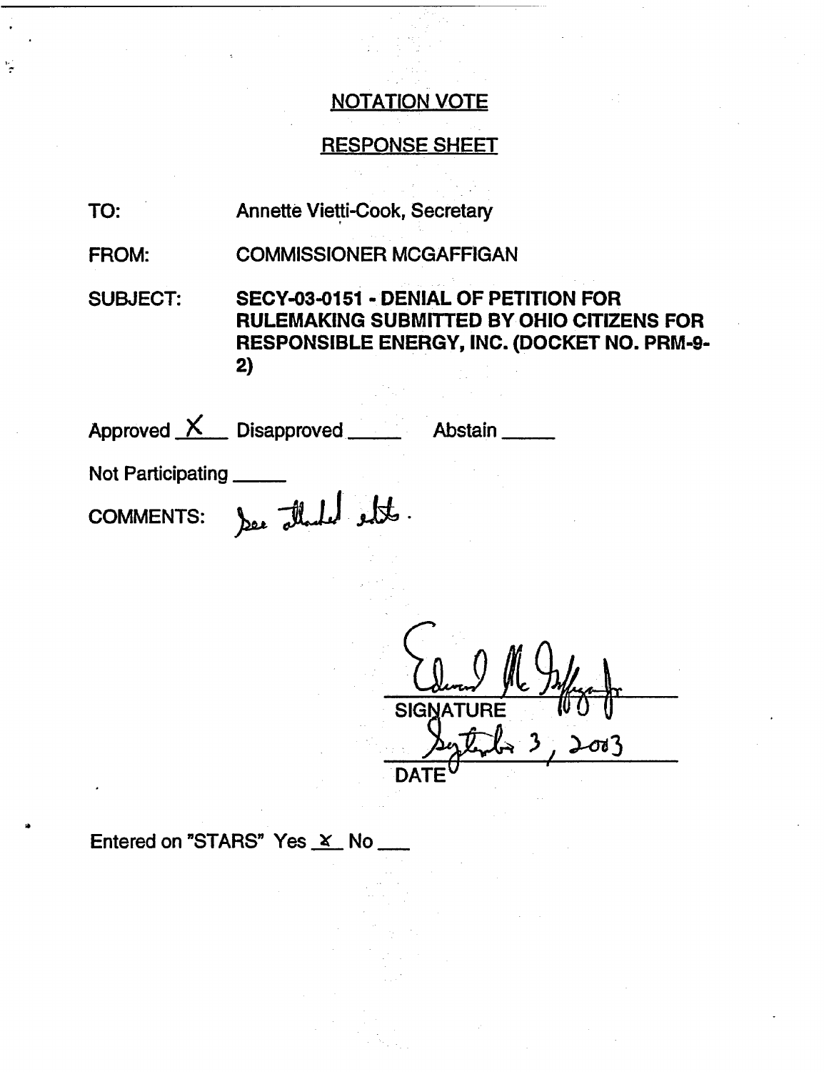## NOTATION VOTE

## RESPONSE SHEET

TO: Annette Vietti-Cook, Secretary

FROM: COMMISSIONER MCGAFFIGAN

SUBJECT: **SECY-03-0151 - DENIAL OF PETITION FOR RULEMAKING SUBMITTED BY OHIO CITIZENS FOR RESPONSIBLE ENERGY, INC. (DOCKET NO. PRM-9-2)**

Approved X Disapproved ____ Abstain ____

Not Participating ____

COMMENTS: See attached edits.

Edward McGaffigan Jr.
SIGNATURE

September 3, 2003
DATE

Entered on "STARS" Yes X No ___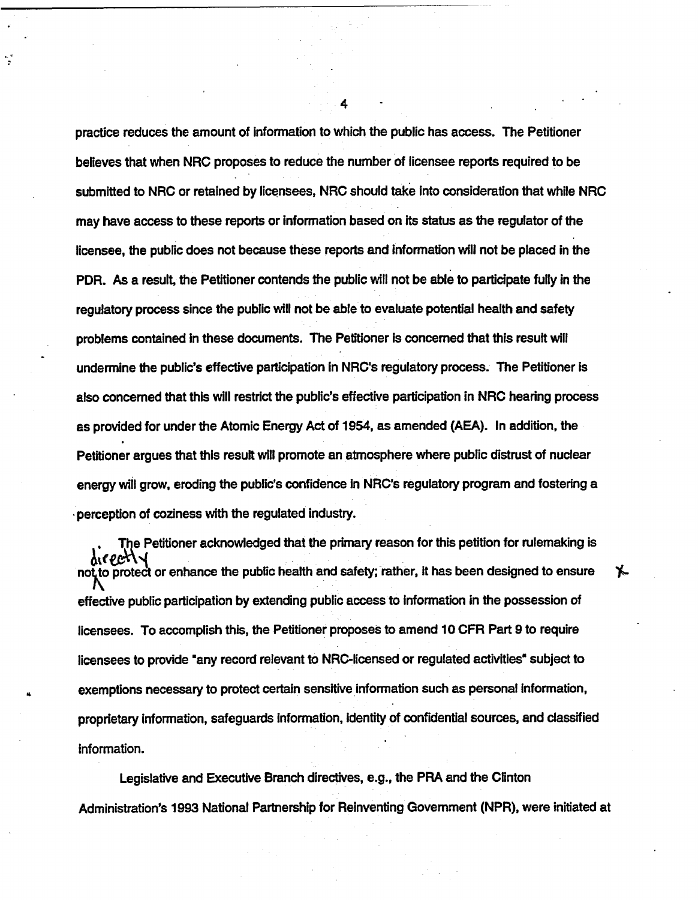practice reduces the amount of information to which the public has access. The Petitioner believes that when NRC proposes to reduce the number of licensee reports required to be submitted to NRC or retained by licensees, NRC should take into consideration that while NRC may have access to these reports or information based on its status as the regulator of the licensee, the public does not because these reports and information will not be placed in the PDR. As a result, the Petitioner contends the public will not be able to participate fully in the regulatory process since the public will not be able to evaluate potential health and safety problems contained in these documents. The Petitioner is concerned that this result will undermine the public's effective participation in NRC's regulatory process. The Petitioner is also concerned that this will restrict the public's effective participation in NRC hearing process as provided for under the Atomic Energy Act of 1954, as amended (AEA). In addition, the Petitioner argues that this result will promote an atmosphere where public distrust of nuclear energy will grow, eroding the public's confidence in NRC's regulatory program and fostering a perception of coziness with the regulated industry.

The Petitioner acknowledged that the primary reason for this petition for rulemaking is not directly to protect or enhance the public health and safety; rather, it has been designed to ensure effective public participation by extending public access to information in the possession of licensees. To accomplish this, the Petitioner proposes to amend 10 CFR Part 9 to require licensees to provide "any record relevant to NRC-licensed or regulated activities" subject to exemptions necessary to protect certain sensitive information such as personal information, proprietary information, safeguards information, identity of confidential sources, and classified information.

Legislative and Executive Branch directives, e.g., the PRA and the Clinton Administration's 1993 National Partnership for Reinventing Government (NPR), were initiated at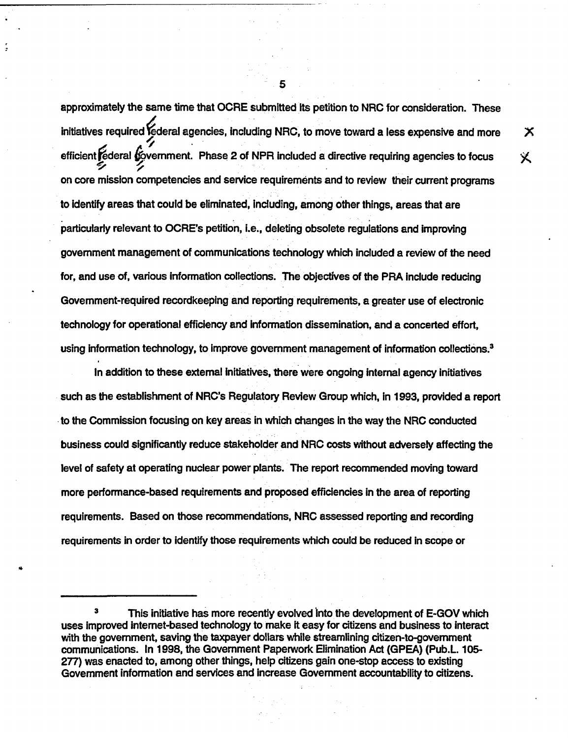approximately the same time that OCRE submitted its petition to NRC for consideration. These initiatives required federal agencies, including NRC, to move toward a less expensive and more efficient federal government. Phase 2 of NPR included a directive requiring agencies to focus on core mission competencies and service requirements and to review their current programs to identify areas that could be eliminated, including, among other things, areas that are particularly relevant to OCRE's petition, i.e., deleting obsolete regulations and improving government management of communications technology which included a review of the need for, and use of, various information collections. The objectives of the PRA include reducing Government-required recordkeeping and reporting requirements, a greater use of electronic technology for operational efficiency and information dissemination, and a concerted effort, using information technology, to improve government management of information collections.[3]

In addition to these external initiatives, there were ongoing internal agency initiatives such as the establishment of NRC's Regulatory Review Group which, in 1993, provided a report to the Commission focusing on key areas in which changes in the way the NRC conducted business could significantly reduce stakeholder and NRC costs without adversely affecting the level of safety at operating nuclear power plants. The report recommended moving toward more performance-based requirements and proposed efficiencies in the area of reporting requirements. Based on those recommendations, NRC assessed reporting and recording requirements in order to identify those requirements which could be reduced in scope or

---

[3] This initiative has more recently evolved into the development of E-GOV which uses improved internet-based technology to make it easy for citizens and business to interact with the government, saving the taxpayer dollars while streamlining citizen-to-government communications. In 1998, the Government Paperwork Elimination Act (GPEA) (Pub.L. 105-277) was enacted to, among other things, help citizens gain one-stop access to existing Government information and services and increase Government accountability to citizens.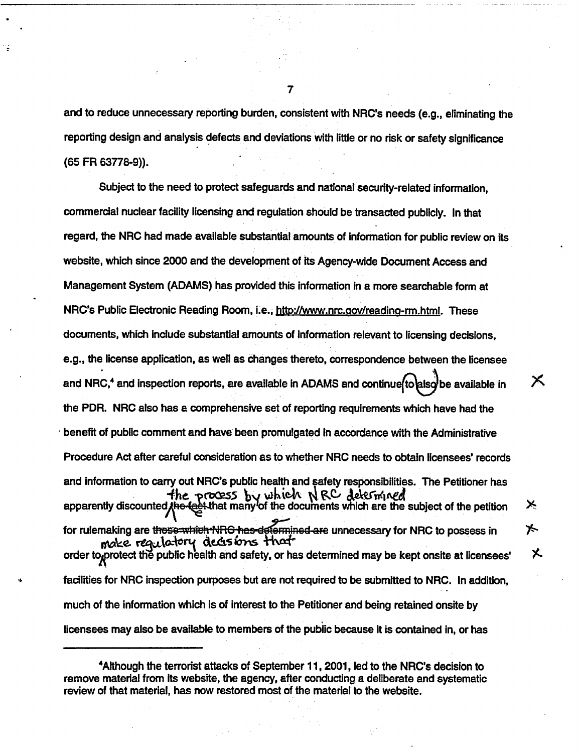and to reduce unnecessary reporting burden, consistent with NRC's needs (e.g., eliminating the reporting design and analysis defects and deviations with little or no risk or safety significance (65 FR 63778-9)).

Subject to the need to protect safeguards and national security-related information, commercial nuclear facility licensing and regulation should be transacted publicly. In that regard, the NRC had made available substantial amounts of information for public review on its website, which since 2000 and the development of its Agency-wide Document Access and Management System (ADAMS) has provided this information in a more searchable form at NRC's Public Electronic Reading Room, i.e., http://www.nrc.gov/reading-rm.html. These documents, which include substantial amounts of information relevant to licensing decisions, e.g., the license application, as well as changes thereto, correspondence between the licensee and NRC,[4] and inspection reports, are available in ADAMS and continue to also be available in the PDR. NRC also has a comprehensive set of reporting requirements which have had the benefit of public comment and have been promulgated in accordance with the Administrative Procedure Act after careful consideration as to whether NRC needs to obtain licensees' records and information to carry out NRC's public health and safety responsibilities. The Petitioner has apparently discounted ~~the fact~~ the process by which NRC determined that many of the documents which are the subject of the petition for rulemaking are ~~those which NRC has determined are~~ unnecessary for NRC to possess in order to make regulatory decisions that protect the public health and safety, or has determined may be kept onsite at licensees' facilities for NRC inspection purposes but are not required to be submitted to NRC. In addition, much of the information which is of interest to the Petitioner and being retained onsite by licensees may also be available to members of the public because it is contained in, or has

---

[4]Although the terrorist attacks of September 11, 2001, led to the NRC's decision to remove material from its website, the agency, after conducting a deliberate and systematic review of that material, has now restored most of the material to the website.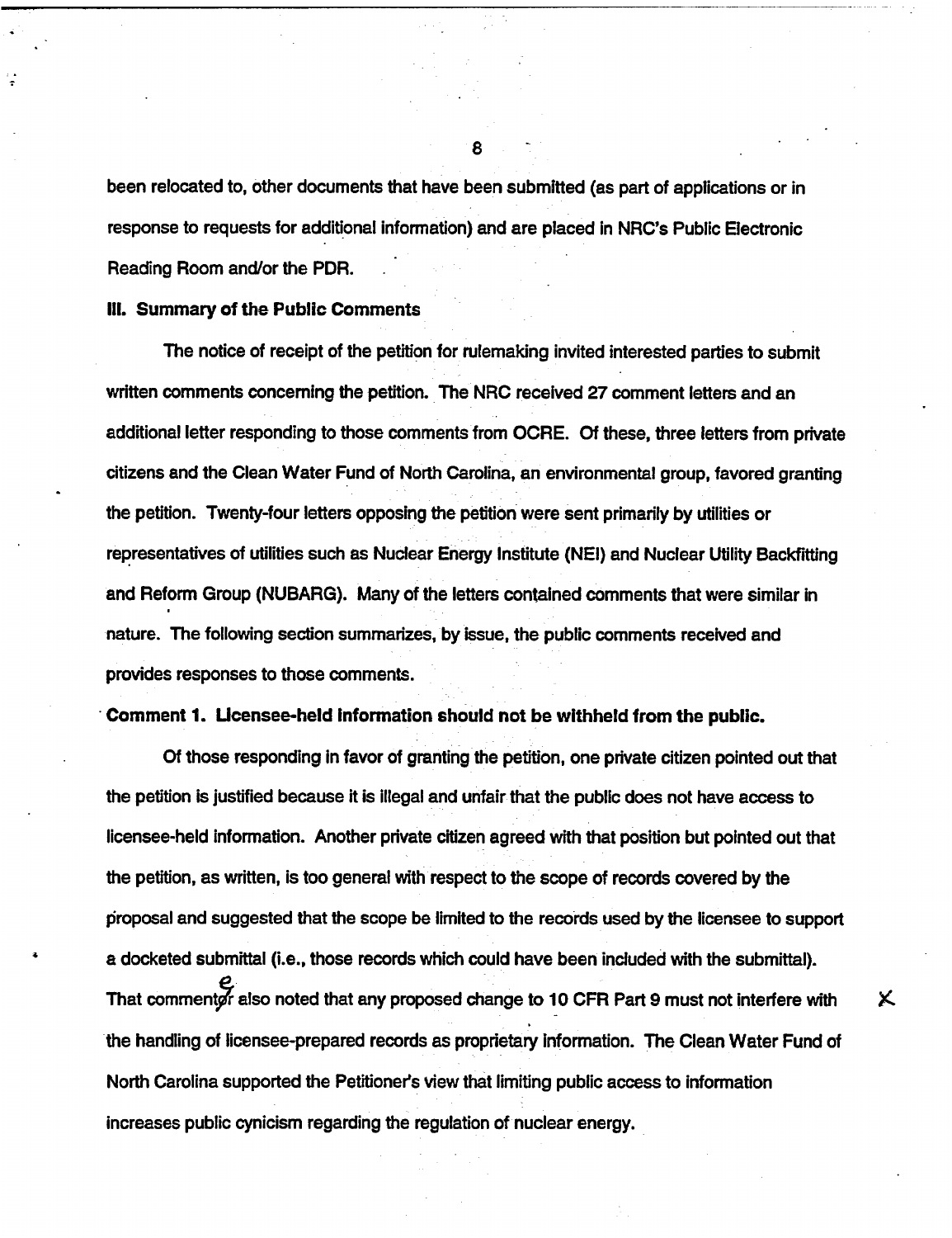been relocated to, other documents that have been submitted (as part of applications or in response to requests for additional information) and are placed in NRC's Public Electronic Reading Room and/or the PDR.

**III. Summary of the Public Comments**

The notice of receipt of the petition for rulemaking invited interested parties to submit written comments concerning the petition. The NRC received 27 comment letters and an additional letter responding to those comments from OCRE. Of these, three letters from private citizens and the Clean Water Fund of North Carolina, an environmental group, favored granting the petition. Twenty-four letters opposing the petition were sent primarily by utilities or representatives of utilities such as Nuclear Energy Institute (NEI) and Nuclear Utility Backfitting and Reform Group (NUBARG). Many of the letters contained comments that were similar in nature. The following section summarizes, by issue, the public comments received and provides responses to those comments.

**Comment 1. Licensee-held information should not be withheld from the public.**

Of those responding in favor of granting the petition, one private citizen pointed out that the petition is justified because it is illegal and unfair that the public does not have access to licensee-held information. Another private citizen agreed with that position but pointed out that the petition, as written, is too general with respect to the scope of records covered by the proposal and suggested that the scope be limited to the records used by the licensee to support a docketed submittal (i.e., those records which could have been included with the submittal). That commenter also noted that any proposed change to 10 CFR Part 9 must not interfere with the handling of licensee-prepared records as proprietary information. The Clean Water Fund of North Carolina supported the Petitioner's view that limiting public access to information increases public cynicism regarding the regulation of nuclear energy.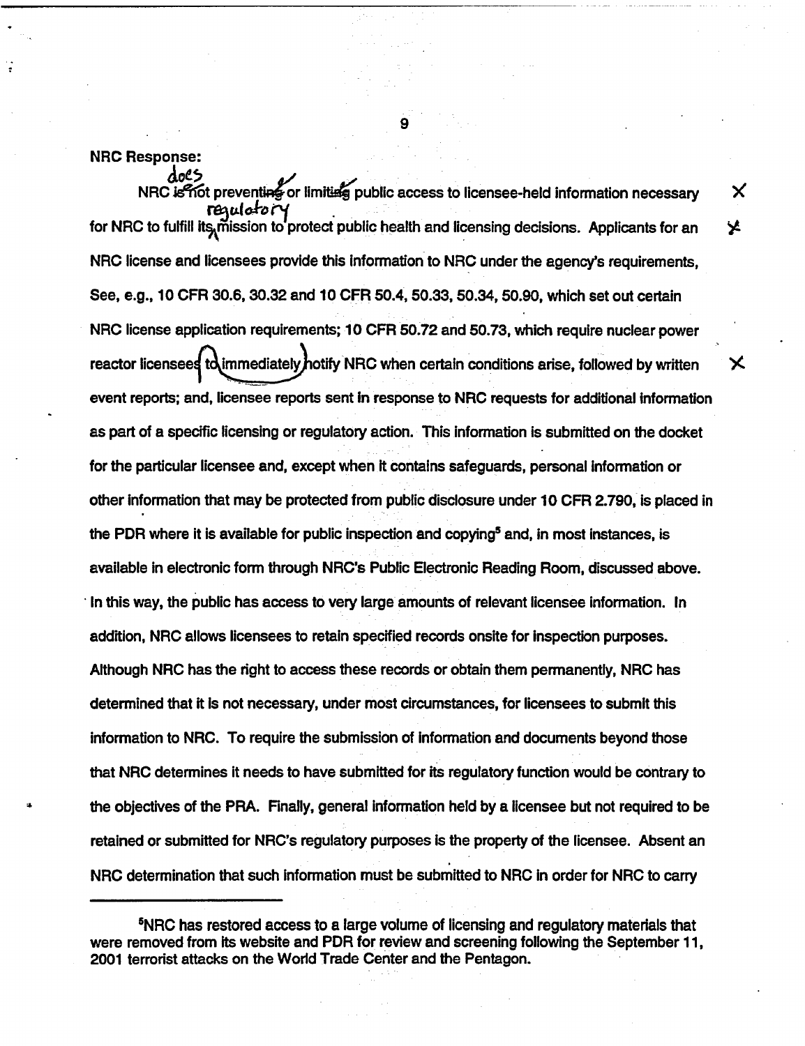**NRC Response:**

NRC is not preventing or limiting public access to licensee-held information necessary for NRC to fulfill its mission to protect public health and licensing decisions. Applicants for an NRC license and licensees provide this information to NRC under the agency's requirements, See, e.g., 10 CFR 30.6, 30.32 and 10 CFR 50.4, 50.33, 50.34, 50.90, which set out certain NRC license application requirements; 10 CFR 50.72 and 50.73, which require nuclear power reactor licensees to immediately notify NRC when certain conditions arise, followed by written event reports; and, licensee reports sent in response to NRC requests for additional information as part of a specific licensing or regulatory action. This information is submitted on the docket for the particular licensee and, except when it contains safeguards, personal information or other information that may be protected from public disclosure under 10 CFR 2.790, is placed in the PDR where it is available for public inspection and copying[5] and, in most instances, is available in electronic form through NRC's Public Electronic Reading Room, discussed above. In this way, the public has access to very large amounts of relevant licensee information. In addition, NRC allows licensees to retain specified records onsite for inspection purposes. Although NRC has the right to access these records or obtain them permanently, NRC has determined that it is not necessary, under most circumstances, for licensees to submit this information to NRC. To require the submission of information and documents beyond those that NRC determines it needs to have submitted for its regulatory function would be contrary to the objectives of the PRA. Finally, general information held by a licensee but not required to be retained or submitted for NRC's regulatory purposes is the property of the licensee. Absent an NRC determination that such information must be submitted to NRC in order for NRC to carry

---

[5] NRC has restored access to a large volume of licensing and regulatory materials that were removed from its website and PDR for review and screening following the September 11, 2001 terrorist attacks on the World Trade Center and the Pentagon.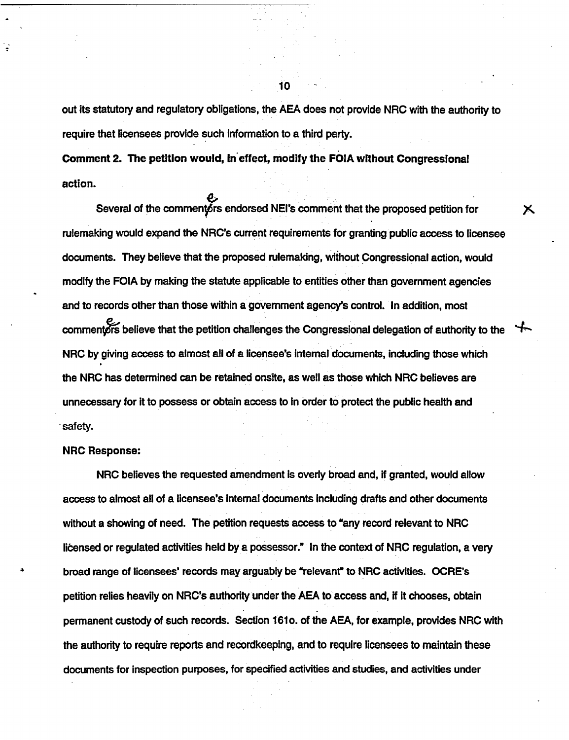out its statutory and regulatory obligations, the AEA does not provide NRC with the authority to require that licensees provide such information to a third party.

**Comment 2. The petition would, in effect, modify the FOIA without Congressional action.**

Several of the commentors endorsed NEI's comment that the proposed petition for rulemaking would expand the NRC's current requirements for granting public access to licensee documents. They believe that the proposed rulemaking, without Congressional action, would modify the FOIA by making the statute applicable to entities other than government agencies and to records other than those within a government agency's control. In addition, most commentors believe that the petition challenges the Congressional delegation of authority to the NRC by giving access to almost all of a licensee's internal documents, including those which the NRC has determined can be retained onsite, as well as those which NRC believes are unnecessary for it to possess or obtain access to in order to protect the public health and safety.

**NRC Response:**

NRC believes the requested amendment is overly broad and, if granted, would allow access to almost all of a licensee's internal documents including drafts and other documents without a showing of need. The petition requests access to "any record relevant to NRC licensed or regulated activities held by a possessor." In the context of NRC regulation, a very broad range of licensees' records may arguably be "relevant" to NRC activities. OCRE's petition relies heavily on NRC's authority under the AEA to access and, if it chooses, obtain permanent custody of such records. Section 161o. of the AEA, for example, provides NRC with the authority to require reports and recordkeeping, and to require licensees to maintain these documents for inspection purposes, for specified activities and studies, and activities under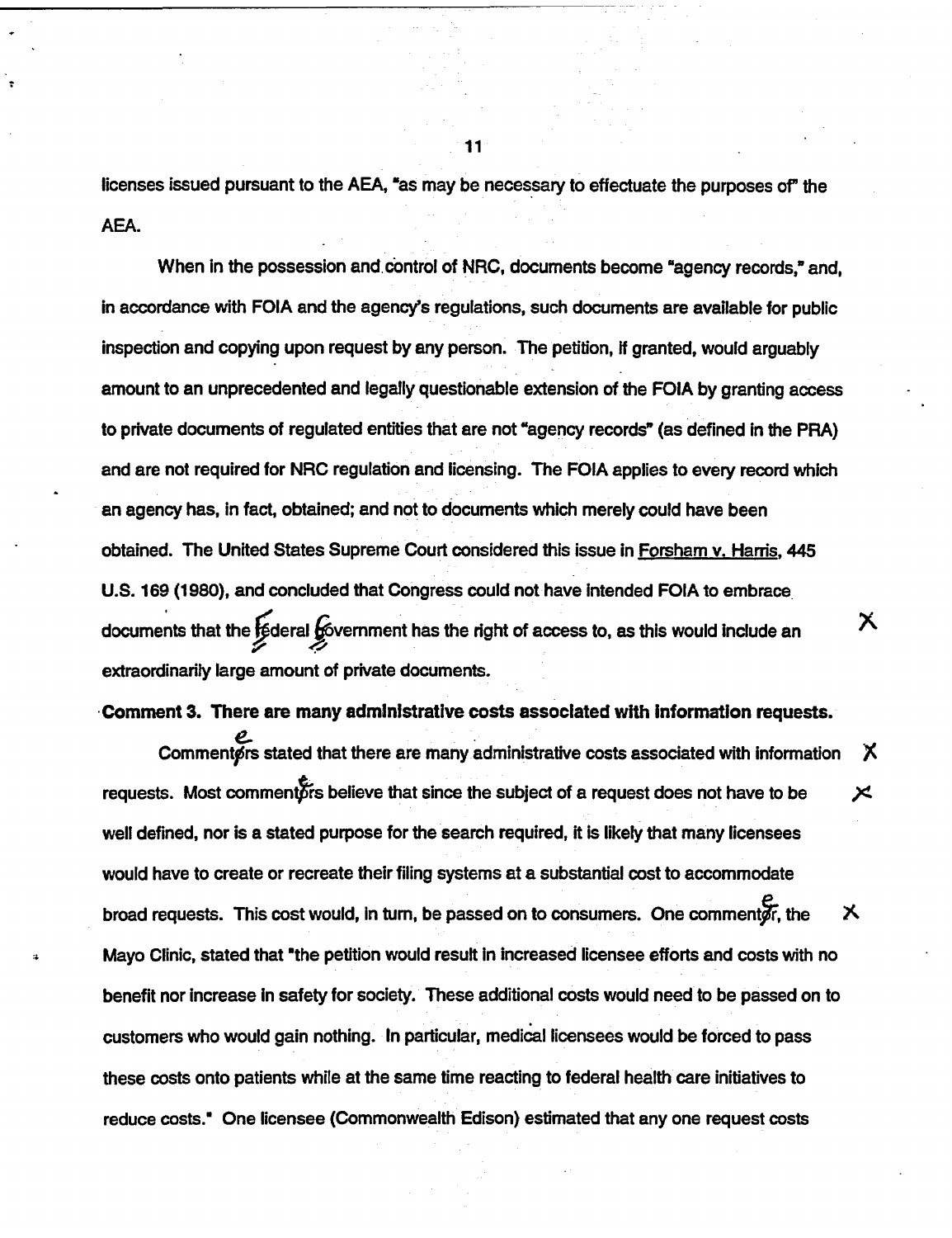licenses issued pursuant to the AEA, "as may be necessary to effectuate the purposes of" the AEA.

When in the possession and control of NRC, documents become "agency records," and, in accordance with FOIA and the agency's regulations, such documents are available for public inspection and copying upon request by any person. The petition, if granted, would arguably amount to an unprecedented and legally questionable extension of the FOIA by granting access to private documents of regulated entities that are not "agency records" (as defined in the PRA) and are not required for NRC regulation and licensing. The FOIA applies to every record which an agency has, in fact, obtained; and not to documents which merely could have been obtained. The United States Supreme Court considered this issue in Forsham v. Harris, 445 U.S. 169 (1980), and concluded that Congress could not have intended FOIA to embrace documents that the Federal Government has the right of access to, as this would include an extraordinarily large amount of private documents.

**Comment 3. There are many administrative costs associated with information requests.**

Commenters stated that there are many administrative costs associated with information requests. Most commenters believe that since the subject of a request does not have to be well defined, nor is a stated purpose for the search required, it is likely that many licensees would have to create or recreate their filing systems at a substantial cost to accommodate broad requests. This cost would, in turn, be passed on to consumers. One commenter, the Mayo Clinic, stated that "the petition would result in increased licensee efforts and costs with no benefit nor increase in safety for society. These additional costs would need to be passed on to customers who would gain nothing. In particular, medical licensees would be forced to pass these costs onto patients while at the same time reacting to federal health care initiatives to reduce costs." One licensee (Commonwealth Edison) estimated that any one request costs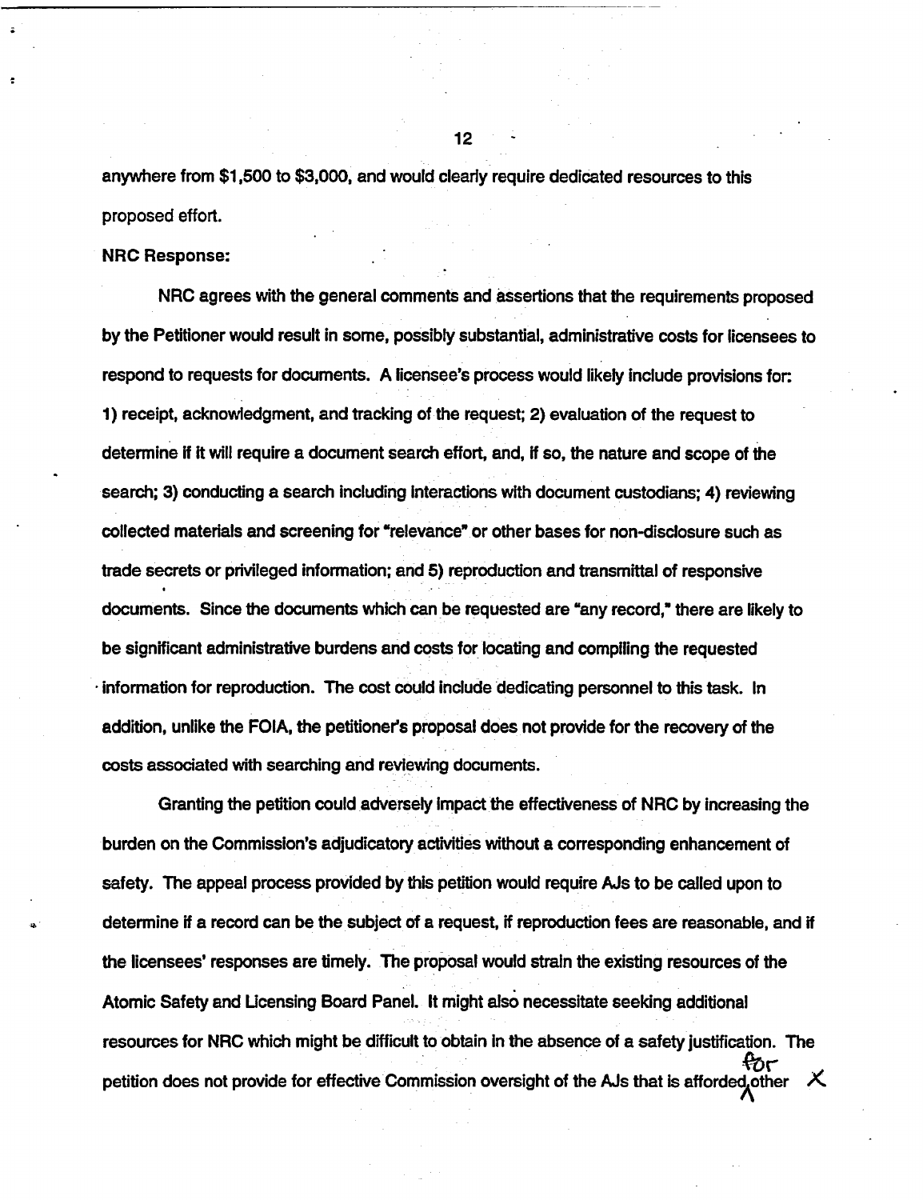anywhere from $1,500 to $3,000, and would clearly require dedicated resources to this proposed effort.

**NRC Response:**

NRC agrees with the general comments and assertions that the requirements proposed by the Petitioner would result in some, possibly substantial, administrative costs for licensees to respond to requests for documents. A licensee's process would likely include provisions for: 1) receipt, acknowledgment, and tracking of the request; 2) evaluation of the request to determine if it will require a document search effort, and, if so, the nature and scope of the search; 3) conducting a search including interactions with document custodians; 4) reviewing collected materials and screening for "relevance" or other bases for non-disclosure such as trade secrets or privileged information; and 5) reproduction and transmittal of responsive documents. Since the documents which can be requested are "any record," there are likely to be significant administrative burdens and costs for locating and compiling the requested information for reproduction. The cost could include dedicating personnel to this task. In addition, unlike the FOIA, the petitioner's proposal does not provide for the recovery of the costs associated with searching and reviewing documents.

Granting the petition could adversely impact the effectiveness of NRC by increasing the burden on the Commission's adjudicatory activities without a corresponding enhancement of safety. The appeal process provided by this petition would require AJs to be called upon to determine if a record can be the subject of a request, if reproduction fees are reasonable, and if the licensees' responses are timely. The proposal would strain the existing resources of the Atomic Safety and Licensing Board Panel. It might also necessitate seeking additional resources for NRC which might be difficult to obtain in the absence of a safety justification. The petition does not provide for effective Commission oversight of the AJs that is afforded for other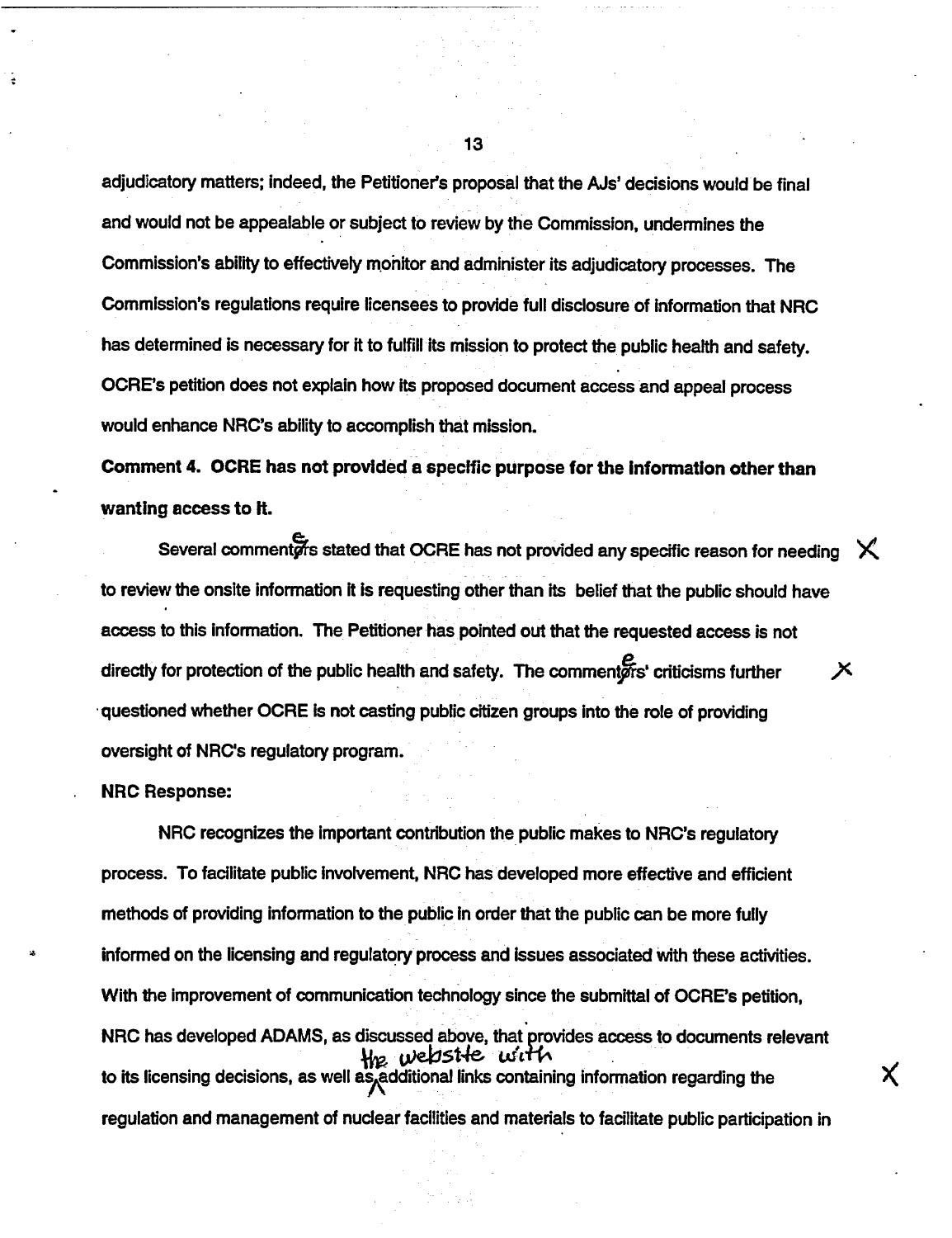adjudicatory matters; indeed, the Petitioner's proposal that the AJs' decisions would be final and would not be appealable or subject to review by the Commission, undermines the Commission's ability to effectively monitor and administer its adjudicatory processes. The Commission's regulations require licensees to provide full disclosure of information that NRC has determined is necessary for it to fulfill its mission to protect the public health and safety. OCRE's petition does not explain how its proposed document access and appeal process would enhance NRC's ability to accomplish that mission.

**Comment 4. OCRE has not provided a specific purpose for the information other than wanting access to it.**

Several commenters stated that OCRE has not provided any specific reason for needing to review the onsite information it is requesting other than its belief that the public should have access to this information. The Petitioner has pointed out that the requested access is not directly for protection of the public health and safety. The commenters' criticisms further questioned whether OCRE is not casting public citizen groups into the role of providing oversight of NRC's regulatory program.

**NRC Response:**

NRC recognizes the important contribution the public makes to NRC's regulatory process. To facilitate public involvement, NRC has developed more effective and efficient methods of providing information to the public in order that the public can be more fully informed on the licensing and regulatory process and issues associated with these activities. With the improvement of communication technology since the submittal of OCRE's petition, NRC has developed ADAMS, as discussed above, that provides access to documents relevant to its licensing decisions, as well as the website with additional links containing information regarding the regulation and management of nuclear facilities and materials to facilitate public participation in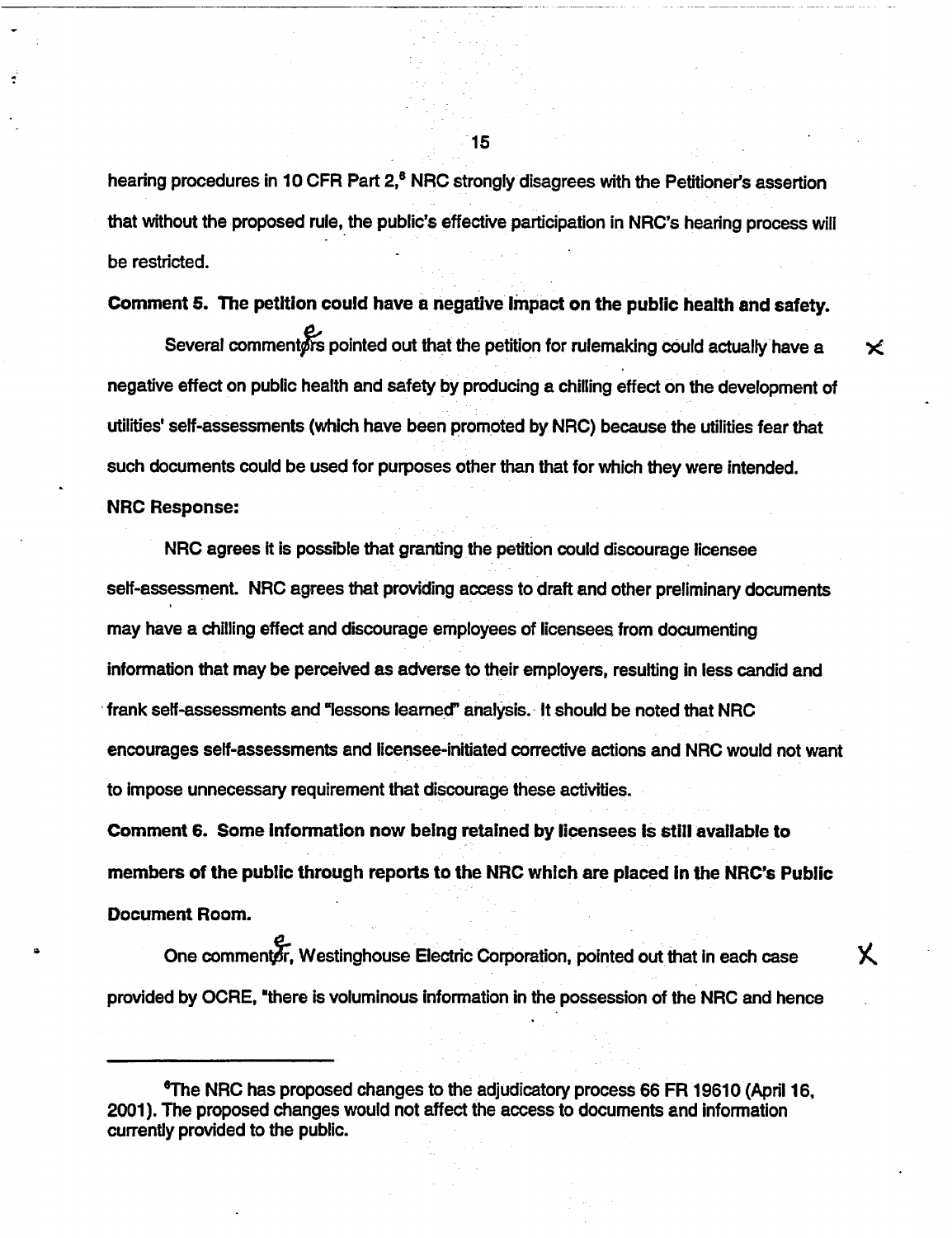hearing procedures in 10 CFR Part 2,[6] NRC strongly disagrees with the Petitioner's assertion that without the proposed rule, the public's effective participation in NRC's hearing process will be restricted.

**Comment 5. The petition could have a negative impact on the public health and safety.**

Several commenters pointed out that the petition for rulemaking could actually have a negative effect on public health and safety by producing a chilling effect on the development of utilities' self-assessments (which have been promoted by NRC) because the utilities fear that such documents could be used for purposes other than that for which they were intended.

**NRC Response:**

NRC agrees it is possible that granting the petition could discourage licensee self-assessment. NRC agrees that providing access to draft and other preliminary documents may have a chilling effect and discourage employees of licensees from documenting information that may be perceived as adverse to their employers, resulting in less candid and frank self-assessments and "lessons learned" analysis. It should be noted that NRC encourages self-assessments and licensee-initiated corrective actions and NRC would not want to impose unnecessary requirement that discourage these activities.

**Comment 6. Some information now being retained by licensees is still available to members of the public through reports to the NRC which are placed in the NRC's Public Document Room.**

One commenter, Westinghouse Electric Corporation, pointed out that in each case provided by OCRE, "there is voluminous information in the possession of the NRC and hence

---

[6] The NRC has proposed changes to the adjudicatory process 66 FR 19610 (April 16, 2001). The proposed changes would not affect the access to documents and information currently provided to the public.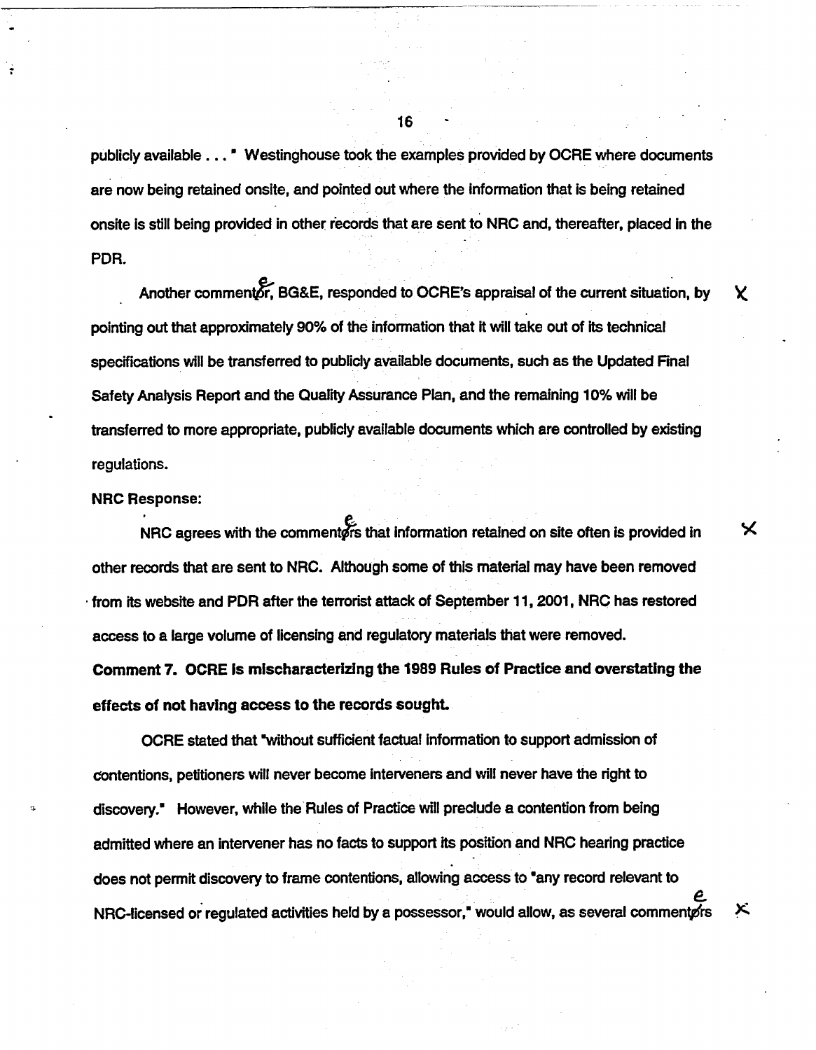publicly available . . . " Westinghouse took the examples provided by OCRE where documents are now being retained onsite, and pointed out where the information that is being retained onsite is still being provided in other records that are sent to NRC and, thereafter, placed in the PDR.

Another commentor, BG&E, responded to OCRE's appraisal of the current situation, by pointing out that approximately 90% of the information that it will take out of its technical specifications will be transferred to publicly available documents, such as the Updated Final Safety Analysis Report and the Quality Assurance Plan, and the remaining 10% will be transferred to more appropriate, publicly available documents which are controlled by existing regulations.

**NRC Response:**

NRC agrees with the commentors that information retained on site often is provided in other records that are sent to NRC. Although some of this material may have been removed from its website and PDR after the terrorist attack of September 11, 2001, NRC has restored access to a large volume of licensing and regulatory materials that were removed.

**Comment 7. OCRE is mischaracterizing the 1989 Rules of Practice and overstating the effects of not having access to the records sought.**

OCRE stated that "without sufficient factual information to support admission of contentions, petitioners will never become interveners and will never have the right to discovery." However, while the Rules of Practice will preclude a contention from being admitted where an intervener has no facts to support its position and NRC hearing practice does not permit discovery to frame contentions, allowing access to "any record relevant to NRC-licensed or regulated activities held by a possessor," would allow, as several commentors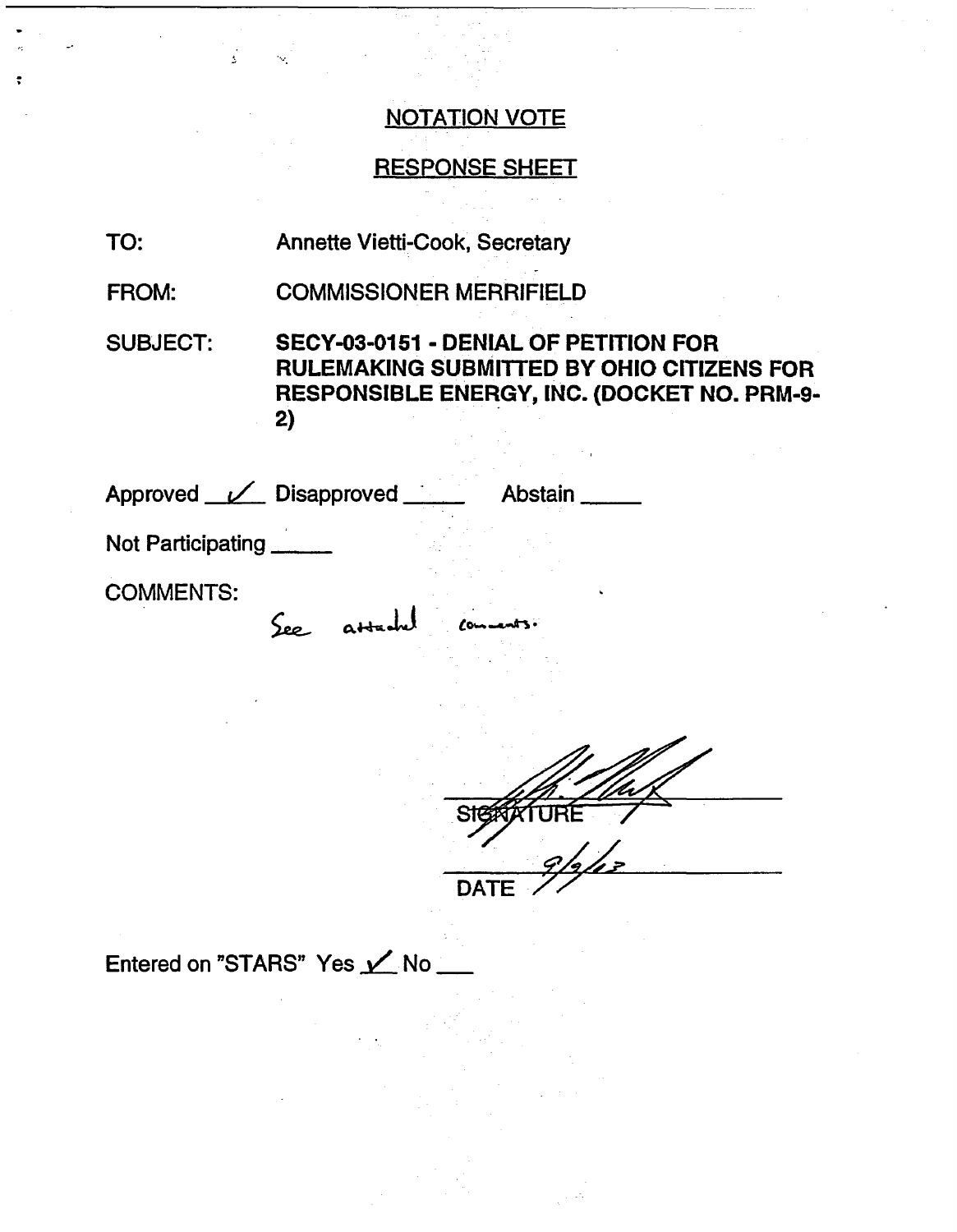# NOTATION VOTE

## RESPONSE SHEET

**TO:** Annette Vietti-Cook, Secretary

**FROM:** COMMISSIONER MERRIFIELD

**SUBJECT:** **SECY-03-0151 - DENIAL OF PETITION FOR RULEMAKING SUBMITTED BY OHIO CITIZENS FOR RESPONSIBLE ENERGY, INC. (DOCKET NO. PRM-9-2)**

Approved ✓ Disapproved \_\_\_\_\_ Abstain \_\_\_\_\_

Not Participating \_\_\_\_\_

COMMENTS:

See attached comments.

SIGNATURE

9/9/03

DATE

Entered on "STARS" Yes ✓ No \_\_\_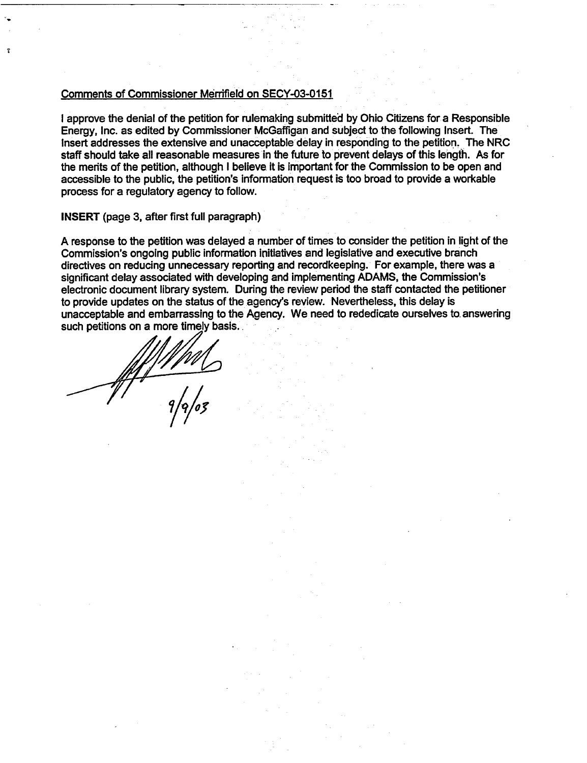Comments of Commissioner Merrifield on SECY-03-0151

I approve the denial of the petition for rulemaking submitted by Ohio Citizens for a Responsible Energy, Inc. as edited by Commissioner McGaffigan and subject to the following Insert. The Insert addresses the extensive and unacceptable delay in responding to the petition. The NRC staff should take all reasonable measures in the future to prevent delays of this length. As for the merits of the petition, although I believe it is important for the Commission to be open and accessible to the public, the petition's information request is too broad to provide a workable process for a regulatory agency to follow.

**INSERT** (page 3, after first full paragraph)

A response to the petition was delayed a number of times to consider the petition in light of the Commission's ongoing public information initiatives and legislative and executive branch directives on reducing unnecessary reporting and recordkeeping. For example, there was a significant delay associated with developing and implementing ADAMS, the Commission's electronic document library system. During the review period the staff contacted the petitioner to provide updates on the status of the agency's review. Nevertheless, this delay is unacceptable and embarrassing to the Agency. We need to rededicate ourselves to answering such petitions on a more timely basis.

9/9/03